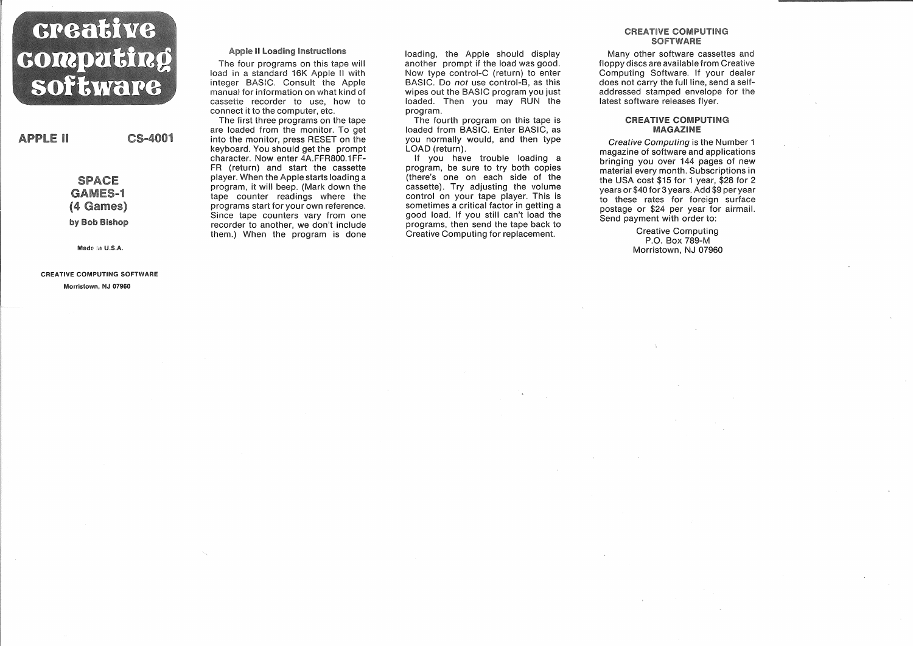# creative computing software

**APPLE II** **CS-4001**

## SPACE GAMES-1 (4 Games)

**by Bob Bishop**

Made in U.S.A.

**CREATIVE COMPUTING SOFTWARE**
**Morristown, NJ 07960**

### Apple II Loading Instructions

The four programs on this tape will load in a standard 16K Apple II with integer BASIC. Consult the Apple manual for information on what kind of cassette recorder to use, how to connect it to the computer, etc.

The first three programs on the tape are loaded from the monitor. To get into the monitor, press RESET on the keyboard. You should get the prompt character. Now enter 4A.FFR800.1FF-FR (return) and start the cassette player. When the Apple starts loading a program, it will beep. (Mark down the tape counter readings where the programs start for your own reference. Since tape counters vary from one recorder to another, we don't include them.) When the program is done loading, the Apple should display another prompt if the load was good. Now type control-C (return) to enter BASIC. Do *not* use control-B, as this wipes out the BASIC program you just loaded. Then you may RUN the program.

The fourth program on this tape is loaded from BASIC. Enter BASIC, as you normally would, and then type LOAD (return).

If you have trouble loading a program, be sure to try both copies (there's one on each side of the cassette). Try adjusting the volume control on your tape player. This is sometimes a critical factor in getting a good load. If you still can't load the programs, then send the tape back to Creative Computing for replacement.

### CREATIVE COMPUTING SOFTWARE

Many other software cassettes and floppy discs are available from Creative Computing Software. If your dealer does not carry the full line, send a self-addressed stamped envelope for the latest software releases flyer.

### CREATIVE COMPUTING MAGAZINE

*Creative Computing* is the Number 1 magazine of software and applications bringing you over 144 pages of new material every month. Subscriptions in the USA cost $15 for 1 year, $28 for 2 years or $40 for 3 years. Add $9 per year to these rates for foreign surface postage or $24 per year for airmail. Send payment with order to:

Creative Computing
P.O. Box 789-M
Morristown, NJ 07960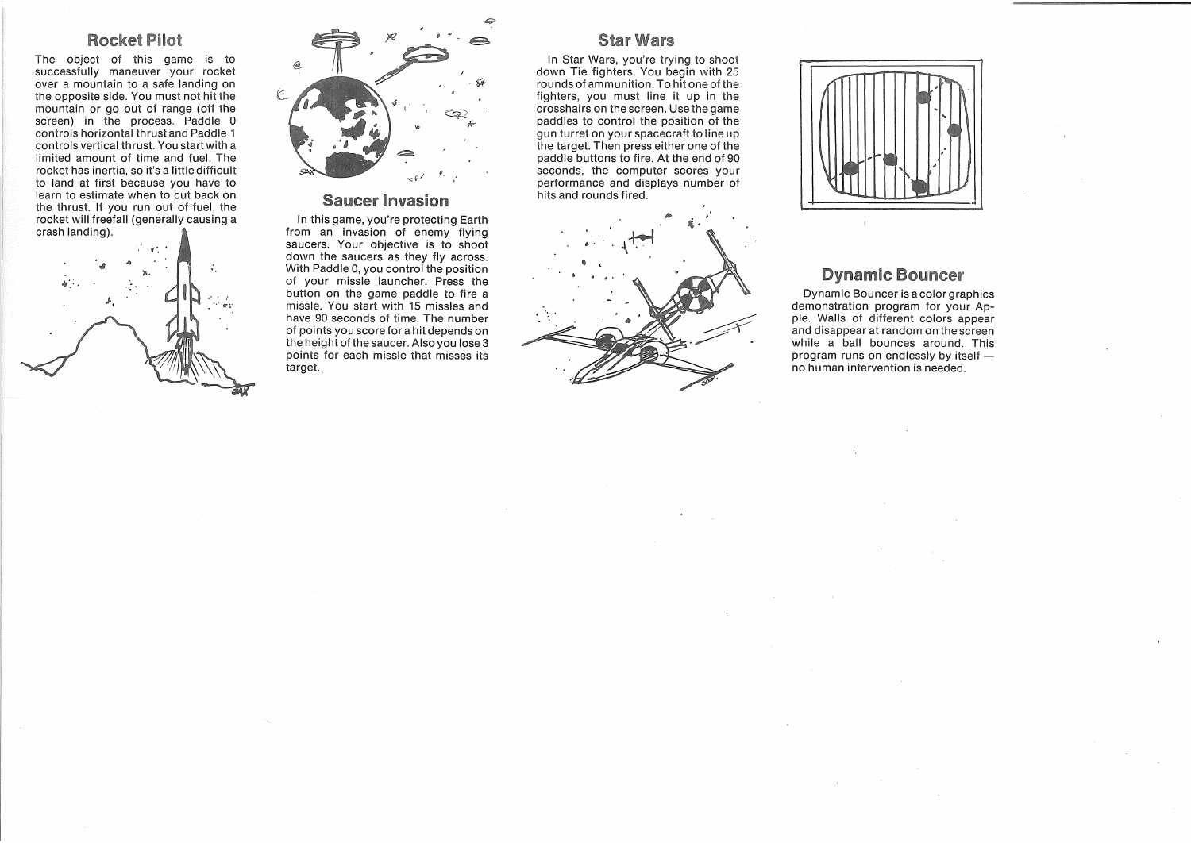## Rocket Pilot

The object of this game is to successfully maneuver your rocket over a mountain to a safe landing on the opposite side. You must not hit the mountain or go out of range (off the screen) in the process. Paddle 0 controls horizontal thrust and Paddle 1 controls vertical thrust. You start with a limited amount of time and fuel. The rocket has inertia, so it's a little difficult to land at first because you have to learn to estimate when to cut back on the thrust. If you run out of fuel, the rocket will freefall (generally causing a crash landing).

## Saucer Invasion

In this game, you're protecting Earth from an invasion of enemy flying saucers. Your objective is to shoot down the saucers as they fly across. With Paddle 0, you control the position of your missle launcher. Press the button on the game paddle to fire a missle. You start with 15 missles and have 90 seconds of time. The number of points you score for a hit depends on the height of the saucer. Also you lose 3 points for each missle that misses its target.

## Star Wars

In Star Wars, you're trying to shoot down Tie fighters. You begin with 25 rounds of ammunition. To hit one of the fighters, you must line it up in the crosshairs on the screen. Use the game paddles to control the position of the gun turret on your spacecraft to line up the target. Then press either one of the paddle buttons to fire. At the end of 90 seconds, the computer scores your performance and displays number of hits and rounds fired.

## Dynamic Bouncer

Dynamic Bouncer is a color graphics demonstration program for your Apple. Walls of different colors appear and disappear at random on the screen while a ball bounces around. This program runs on endlessly by itself — no human intervention is needed.